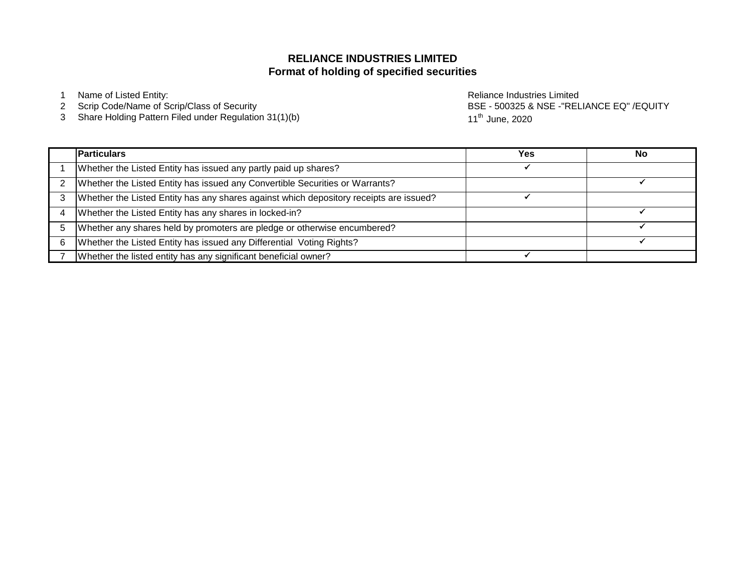# RELIANCE INDUSTRIES LIMITED
## Format of holding of specified securities

1. Name of Listed Entity: Reliance Industries Limited
2. Scrip Code/Name of Scrip/Class of Security: BSE - 500325 & NSE -"RELIANCE EQ" /EQUITY
3. Share Holding Pattern Filed under Regulation 31(1)(b): 11th June, 2020

| | Particulars | Yes | No |
|---|---|---|---|
| 1 | Whether the Listed Entity has issued any partly paid up shares? | ✓ | |
| 2 | Whether the Listed Entity has issued any Convertible Securities or Warrants? | | ✓ |
| 3 | Whether the Listed Entity has any shares against which depository receipts are issued? | ✓ | |
| 4 | Whether the Listed Entity has any shares in locked-in? | | ✓ |
| 5 | Whether any shares held by promoters are pledge or otherwise encumbered? | | ✓ |
| 6 | Whether the Listed Entity has issued any Differential Voting Rights? | | ✓ |
| 7 | Whether the listed entity has any significant beneficial owner? | ✓ | |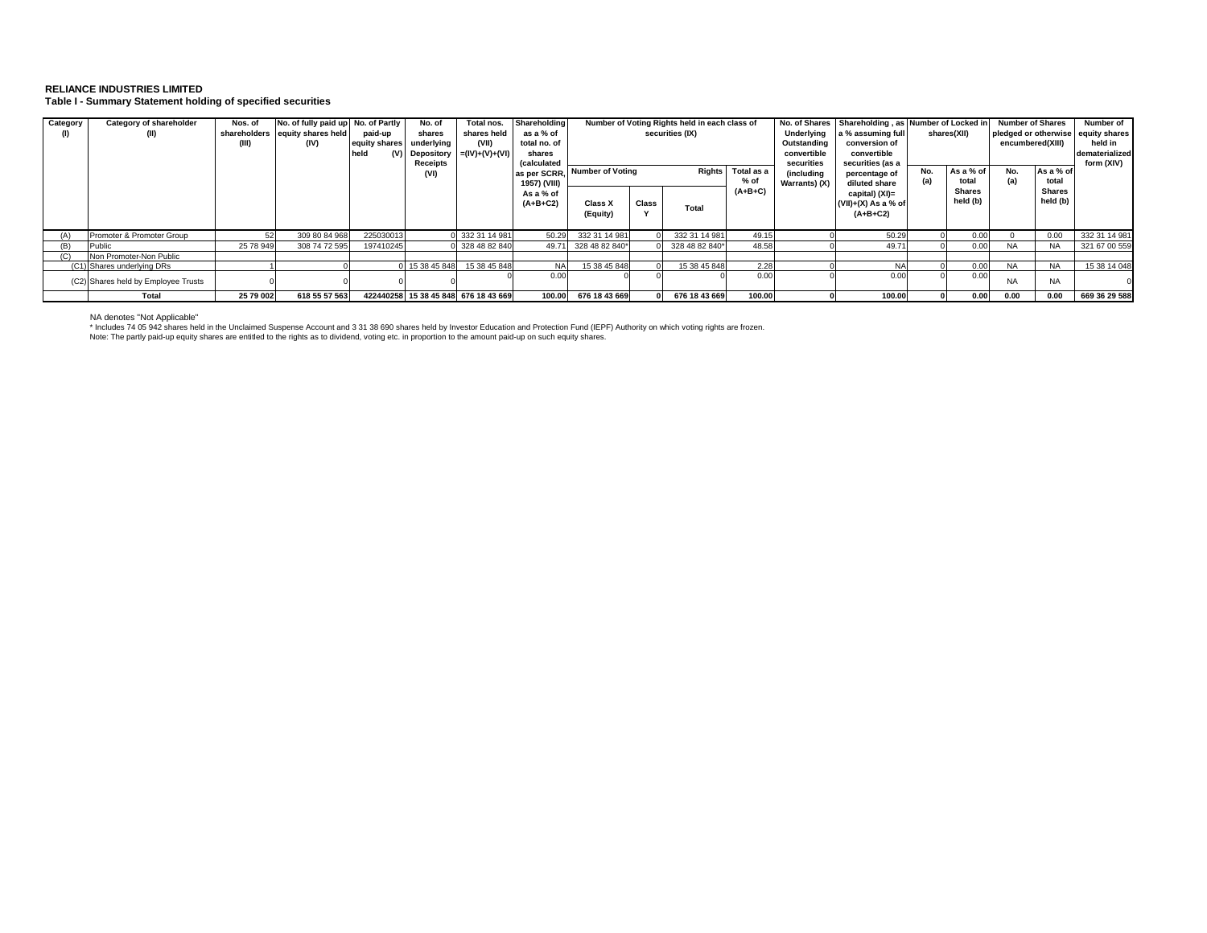**RELIANCE INDUSTRIES LIMITED**

**Table I - Summary Statement holding of specified securities**

| Category (I) | Category of shareholder (II) | Nos. of shareholders (III) | No. of fully paid up equity shares held (IV) | No. of Partly paid-up equity shares held (V) | No. of shares underlying Depository Receipts (VI) | Total nos. shares held (VII) =(IV)+(V)+(VI) | Shareholding as a % of total no. of shares (calculated as per SCRR, 1957) (VIII) As a % of (A+B+C2) | Number of Voting Rights held in each class of securities (IX) | | | | No. of Shares Underlying Outstanding convertible securities (including Warrants) (X) | Shareholding , as a % assuming full conversion of convertible securities (as a percentage of diluted share capital) (XI)= (VII)+(X) As a % of (A+B+C2) | Number of Locked in shares(XII) | | Number of Shares pledged or otherwise encumbered(XIII) | | Number of equity shares held in dematerialized form (XIV) |
|---|---|---|---|---|---|---|---|---|---|---|---|---|---|---|---|---|---|---|
| | | | | | | | | Number of Voting Rights: Class X (Equity) | Class Y | Total | Total as a % of (A+B+C) | | | No. (a) | As a % of total Shares held (b) | No. (a) | As a % of total Shares held (b) | |
| (A) | Promoter & Promoter Group | 52 | 309 80 84 968 | 225030013 | 0 | 332 31 14 981 | 50.29 | 332 31 14 981 | 0 | 332 31 14 981 | 49.15 | 0 | 50.29 | 0 | 0.00 | 0 | 0.00 | 332 31 14 981 |
| (B) | Public | 25 78 949 | 308 74 72 595 | 197410245 | 0 | 328 48 82 840 | 49.71 | 328 48 82 840* | 0 | 328 48 82 840* | 48.58 | 0 | 49.71 | 0 | 0.00 | NA | NA | 321 67 00 559 |
| (C) | Non Promoter-Non Public | | | | | | | | | | | | | | | | | |
| (C1) | Shares underlying DRs | 1 | 0 | 0 | 15 38 45 848 | 15 38 45 848 | NA | 15 38 45 848 | 0 | 15 38 45 848 | 2.28 | 0 | NA | 0 | 0.00 | NA | NA | 15 38 14 048 |
| (C2) | Shares held by Employee Trusts | 0 | 0 | 0 | 0 | 0 | 0.00 | 0 | 0 | 0 | 0.00 | 0 | 0.00 | 0 | 0.00 | NA | NA | 0 |
| | **Total** | **25 79 002** | **618 55 57 563** | **422440258** | **15 38 45 848** | **676 18 43 669** | **100.00** | **676 18 43 669** | **0** | **676 18 43 669** | **100.00** | **0** | **100.00** | **0** | **0.00** | **0.00** | **0.00** | **669 36 29 588** |

NA denotes "Not Applicable"

* Includes 74 05 942 shares held in the Unclaimed Suspense Account and 3 31 38 690 shares held by Investor Education and Protection Fund (IEPF) Authority on which voting rights are frozen.

Note: The partly paid-up equity shares are entitled to the rights as to dividend, voting etc. in proportion to the amount paid-up on such equity shares.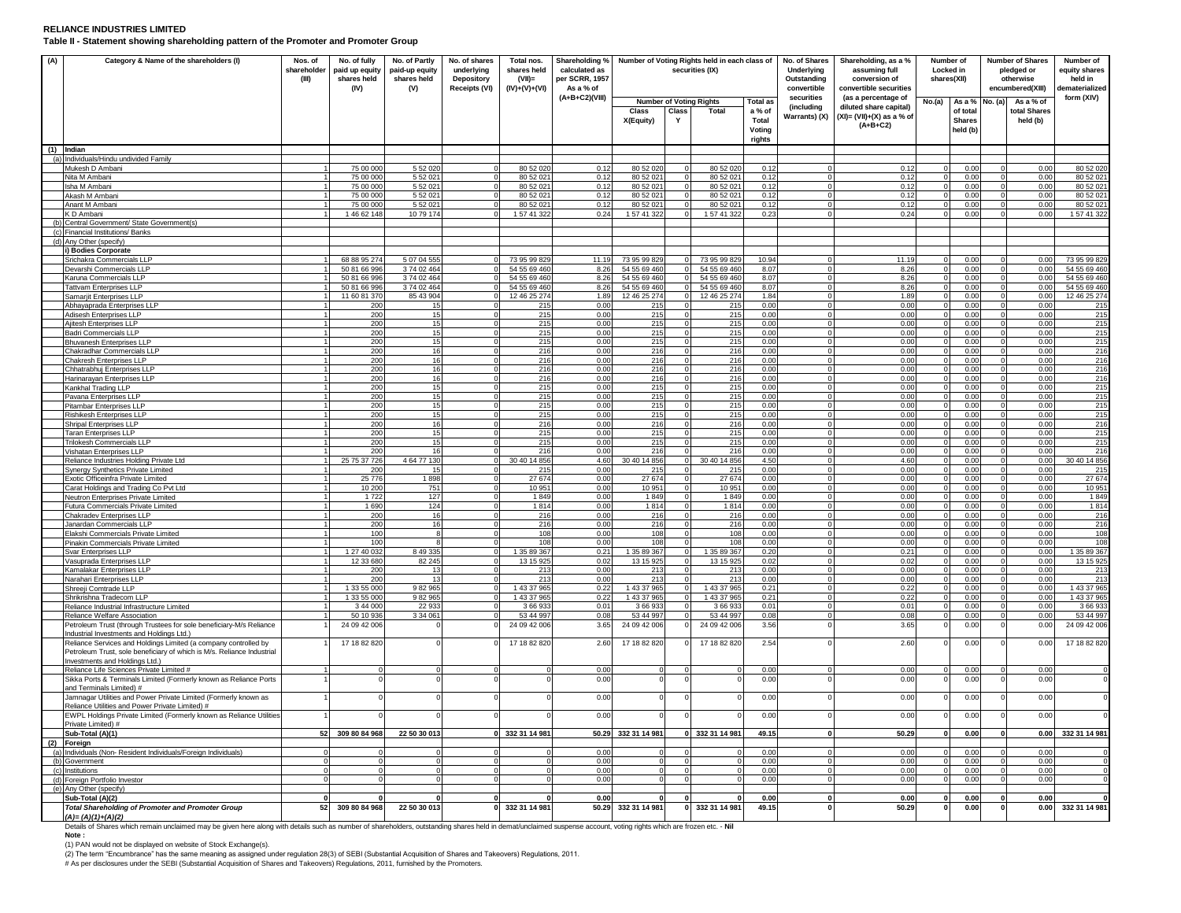**RELIANCE INDUSTRIES LIMITED**

**Table II - Statement showing shareholding pattern of the Promoter and Promoter Group**

| (A) | Category & Name of the shareholders (I) | Nos. of shareholder (III) | No. of fully paid up equity shares held (IV) | No. of Partly paid-up equity shares held (V) | No. of shares underlying Depository Receipts (VI) | Total nos. shares held (VII)= (IV)+(V)+(VI) | Shareholding % calculated as per SCRR, 1957 As a % of (A+B+C2)(VIII) | Number of Voting Rights held in each class of securities (IX) | | | | No. of Shares Underlying Outstanding convertible securities (including Warrants) (X) | Shareholding, as a % assuming full conversion of convertible securities (as a percentage of diluted share capital) (XI)= (VII)+(X) as a % of (A+B+C2) | Number of Locked in shares(XII) | | Number of Shares pledged or otherwise encumbered(XIII) | | Number of equity shares held in dematerialized form (XIV) |
|---|---|---|---|---|---|---|---|---|---|---|---|---|---|---|---|---|---|---|
| | | | | | | | | Number of Voting Rights | | | Total as a % of Total Voting rights | | | No.(a) | As a % of total Shares held (b) | No. (a) | As a % of total Shares held (b) | |
| | | | | | | | | Class X(Equity) | Class Y | Total | | | | | | | | |
| (1) | Indian | | | | | | | | | | | | | | | | | |
| (a) | Individuals/Hindu undivided Family | | | | | | | | | | | | | | | | | |
| | Mukesh D Ambani | 1 | 75 00 000 | 5 52 020 | 0 | 80 52 020 | 0.12 | 80 52 020 | 0 | 80 52 020 | 0.12 | 0 | 0.12 | 0 | 0.00 | 0 | 0.00 | 80 52 020 |
| | Nita M Ambani | 1 | 75 00 000 | 5 52 021 | 0 | 80 52 021 | 0.12 | 80 52 021 | 0 | 80 52 021 | 0.12 | 0 | 0.12 | 0 | 0.00 | 0 | 0.00 | 80 52 021 |
| | Isha M Ambani | 1 | 75 00 000 | 5 52 021 | 0 | 80 52 021 | 0.12 | 80 52 021 | 0 | 80 52 021 | 0.12 | 0 | 0.12 | 0 | 0.00 | 0 | 0.00 | 80 52 021 |
| | Akash M Ambani | 1 | 75 00 000 | 5 52 021 | 0 | 80 52 021 | 0.12 | 80 52 021 | 0 | 80 52 021 | 0.12 | 0 | 0.12 | 0 | 0.00 | 0 | 0.00 | 80 52 021 |
| | Anant M Ambani | 1 | 75 00 000 | 5 52 021 | 0 | 80 52 021 | 0.12 | 80 52 021 | 0 | 80 52 021 | 0.12 | 0 | 0.12 | 0 | 0.00 | 0 | 0.00 | 80 52 021 |
| | K D Ambani | 1 | 1 46 62 148 | 10 79 174 | 0 | 1 57 41 322 | 0.24 | 1 57 41 322 | 0 | 1 57 41 322 | 0.23 | 0 | 0.24 | 0 | 0.00 | 0 | 0.00 | 1 57 41 322 |
| (b) | Central Government/ State Government(s) | | | | | | | | | | | | | | | | | |
| (c) | Financial Institutions/ Banks | | | | | | | | | | | | | | | | | |
| (d) | Any Other (specify) | | | | | | | | | | | | | | | | | |
| | i) Bodies Corporate | | | | | | | | | | | | | | | | | |
| | Srichakra Commercials LLP | 1 | 68 88 95 274 | 5 07 04 555 | 0 | 73 95 99 829 | 11.19 | 73 95 99 829 | 0 | 73 95 99 829 | 10.94 | 0 | 11.19 | 0 | 0.00 | 0 | 0.00 | 73 95 99 829 |
| | Devarshi Commercials LLP | 1 | 50 81 66 996 | 3 74 02 464 | 0 | 54 55 69 460 | 8.26 | 54 55 69 460 | 0 | 54 55 69 460 | 8.07 | 0 | 8.26 | 0 | 0.00 | 0 | 0.00 | 54 55 69 460 |
| | Karuna Commercials LLP | 1 | 50 81 66 996 | 3 74 02 464 | 0 | 54 55 69 460 | 8.26 | 54 55 69 460 | 0 | 54 55 69 460 | 8.07 | 0 | 8.26 | 0 | 0.00 | 0 | 0.00 | 54 55 69 460 |
| | Tattvam Enterprises LLP | 1 | 50 81 66 996 | 3 74 02 464 | 0 | 54 55 69 460 | 8.26 | 54 55 69 460 | 0 | 54 55 69 460 | 8.07 | 0 | 8.26 | 0 | 0.00 | 0 | 0.00 | 54 55 69 460 |
| | Samarjit Enterprises LLP | 1 | 11 60 81 370 | 85 43 904 | 0 | 12 46 25 274 | 1.89 | 12 46 25 274 | 0 | 12 46 25 274 | 1.84 | 0 | 1.89 | 0 | 0.00 | 0 | 0.00 | 12 46 25 274 |
| | Abhayaprada Enterprises LLP | 1 | 200 | 15 | 0 | 215 | 0.00 | 215 | 0 | 215 | 0.00 | 0 | 0.00 | 0 | 0.00 | 0 | 0.00 | 215 |
| | Adisesh Enterprises LLP | 1 | 200 | 15 | 0 | 215 | 0.00 | 215 | 0 | 215 | 0.00 | 0 | 0.00 | 0 | 0.00 | 0 | 0.00 | 215 |
| | Ajitesh Enterprises LLP | 1 | 200 | 15 | 0 | 215 | 0.00 | 215 | 0 | 215 | 0.00 | 0 | 0.00 | 0 | 0.00 | 0 | 0.00 | 215 |
| | Badri Commercials LLP | 1 | 200 | 15 | 0 | 215 | 0.00 | 215 | 0 | 215 | 0.00 | 0 | 0.00 | 0 | 0.00 | 0 | 0.00 | 215 |
| | Bhuvanesh Enterprises LLP | 1 | 200 | 15 | 0 | 215 | 0.00 | 215 | 0 | 215 | 0.00 | 0 | 0.00 | 0 | 0.00 | 0 | 0.00 | 215 |
| | Chakradhar Commercials LLP | 1 | 200 | 16 | 0 | 216 | 0.00 | 216 | 0 | 216 | 0.00 | 0 | 0.00 | 0 | 0.00 | 0 | 0.00 | 216 |
| | Chakresh Enterprises LLP | 1 | 200 | 16 | 0 | 216 | 0.00 | 216 | 0 | 216 | 0.00 | 0 | 0.00 | 0 | 0.00 | 0 | 0.00 | 216 |
| | Chhatrabhuj Enterprises LLP | 1 | 200 | 16 | 0 | 216 | 0.00 | 216 | 0 | 216 | 0.00 | 0 | 0.00 | 0 | 0.00 | 0 | 0.00 | 216 |
| | Harinarayan Enterprises LLP | 1 | 200 | 16 | 0 | 216 | 0.00 | 216 | 0 | 216 | 0.00 | 0 | 0.00 | 0 | 0.00 | 0 | 0.00 | 216 |
| | Kankhal Trading LLP | 1 | 200 | 15 | 0 | 215 | 0.00 | 215 | 0 | 215 | 0.00 | 0 | 0.00 | 0 | 0.00 | 0 | 0.00 | 215 |
| | Pavana Enterprises LLP | 1 | 200 | 15 | 0 | 215 | 0.00 | 215 | 0 | 215 | 0.00 | 0 | 0.00 | 0 | 0.00 | 0 | 0.00 | 215 |
| | Pitambar Enterprises LLP | 1 | 200 | 15 | 0 | 215 | 0.00 | 215 | 0 | 215 | 0.00 | 0 | 0.00 | 0 | 0.00 | 0 | 0.00 | 215 |
| | Rishikesh Enterprises LLP | 1 | 200 | 15 | 0 | 215 | 0.00 | 215 | 0 | 215 | 0.00 | 0 | 0.00 | 0 | 0.00 | 0 | 0.00 | 215 |
| | Shripal Enterprises LLP | 1 | 200 | 16 | 0 | 216 | 0.00 | 216 | 0 | 216 | 0.00 | 0 | 0.00 | 0 | 0.00 | 0 | 0.00 | 216 |
| | Taran Enterprises LLP | 1 | 200 | 15 | 0 | 215 | 0.00 | 215 | 0 | 215 | 0.00 | 0 | 0.00 | 0 | 0.00 | 0 | 0.00 | 215 |
| | Trilokesh Commercials LLP | 1 | 200 | 15 | 0 | 215 | 0.00 | 215 | 0 | 215 | 0.00 | 0 | 0.00 | 0 | 0.00 | 0 | 0.00 | 215 |
| | Vishatan Enterprises LLP | 1 | 200 | 16 | 0 | 216 | 0.00 | 216 | 0 | 216 | 0.00 | 0 | 0.00 | 0 | 0.00 | 0 | 0.00 | 216 |
| | Reliance Industries Holding Private Ltd | 1 | 25 75 37 726 | 4 64 77 130 | 0 | 30 40 14 856 | 4.60 | 30 40 14 856 | 0 | 30 40 14 856 | 4.50 | 0 | 4.60 | 0 | 0.00 | 0 | 0.00 | 30 40 14 856 |
| | Synergy Synthetics Private Limited | 1 | 200 | 15 | 0 | 215 | 0.00 | 215 | 0 | 215 | 0.00 | 0 | 0.00 | 0 | 0.00 | 0 | 0.00 | 215 |
| | Exotic Officeinfra Private Limited | 1 | 25 776 | 1 898 | 0 | 27 674 | 0.00 | 27 674 | 0 | 27 674 | 0.00 | 0 | 0.00 | 0 | 0.00 | 0 | 0.00 | 27 674 |
| | Carat Holdings and Trading Co Pvt Ltd | 1 | 10 200 | 751 | 0 | 10 951 | 0.00 | 10 951 | 0 | 10 951 | 0.00 | 0 | 0.00 | 0 | 0.00 | 0 | 0.00 | 10 951 |
| | Neutron Enterprises Private Limited | 1 | 1 722 | 127 | 0 | 1 849 | 0.00 | 1 849 | 0 | 1 849 | 0.00 | 0 | 0.00 | 0 | 0.00 | 0 | 0.00 | 1 849 |
| | Futura Commercials Private Limited | 1 | 1 690 | 124 | 0 | 1 814 | 0.00 | 1 814 | 0 | 1 814 | 0.00 | 0 | 0.00 | 0 | 0.00 | 0 | 0.00 | 1 814 |
| | Chakradev Enterprises LLP | 1 | 200 | 16 | 0 | 216 | 0.00 | 216 | 0 | 216 | 0.00 | 0 | 0.00 | 0 | 0.00 | 0 | 0.00 | 216 |
| | Janardan Commercials LLP | 1 | 200 | 16 | 0 | 216 | 0.00 | 216 | 0 | 216 | 0.00 | 0 | 0.00 | 0 | 0.00 | 0 | 0.00 | 216 |
| | Elakshi Commercials Private Limited | 1 | 100 | 8 | 0 | 108 | 0.00 | 108 | 0 | 108 | 0.00 | 0 | 0.00 | 0 | 0.00 | 0 | 0.00 | 108 |
| | Pinakin Commercials Private Limited | 1 | 100 | 8 | 0 | 108 | 0.00 | 108 | 0 | 108 | 0.00 | 0 | 0.00 | 0 | 0.00 | 0 | 0.00 | 108 |
| | Svar Enterprises LLP | 1 | 1 27 40 032 | 8 49 335 | 0 | 1 35 89 367 | 0.21 | 1 35 89 367 | 0 | 1 35 89 367 | 0.20 | 0 | 0.21 | 0 | 0.00 | 0 | 0.00 | 1 35 89 367 |
| | Vasuprada Enterprises LLP | 1 | 12 33 680 | 82 245 | 0 | 13 15 925 | 0.02 | 13 15 925 | 0 | 13 15 925 | 0.02 | 0 | 0.02 | 0 | 0.00 | 0 | 0.00 | 13 15 925 |
| | Kamalakar Enterprises LLP | 1 | 200 | 13 | 0 | 213 | 0.00 | 213 | 0 | 213 | 0.00 | 0 | 0.00 | 0 | 0.00 | 0 | 0.00 | 213 |
| | Narahari Enterprises LLP | 1 | 200 | 13 | 0 | 213 | 0.00 | 213 | 0 | 213 | 0.00 | 0 | 0.00 | 0 | 0.00 | 0 | 0.00 | 213 |
| | Shreeji Comtrade LLP | 1 | 1 33 55 000 | 9 82 965 | 0 | 1 43 37 965 | 0.22 | 1 43 37 965 | 0 | 1 43 37 965 | 0.21 | 0 | 0.22 | 0 | 0.00 | 0 | 0.00 | 1 43 37 965 |
| | Shrikrishna Tradecom LLP | 1 | 1 33 55 000 | 9 82 965 | 0 | 1 43 37 965 | 0.22 | 1 43 37 965 | 0 | 1 43 37 965 | 0.21 | 0 | 0.22 | 0 | 0.00 | 0 | 0.00 | 1 43 37 965 |
| | Reliance Industrial Infrastructure Limited | 1 | 3 44 000 | 22 933 | 0 | 3 66 933 | 0.01 | 3 66 933 | 0 | 3 66 933 | 0.01 | 0 | 0.01 | 0 | 0.00 | 0 | 0.00 | 3 66 933 |
| | Reliance Welfare Association | 1 | 50 10 936 | 3 34 061 | 0 | 53 44 997 | 0.08 | 53 44 997 | 0 | 53 44 997 | 0.08 | 0 | 0.08 | 0 | 0.00 | 0 | 0.00 | 53 44 997 |
| | Petroleum Trust (through Trustees for sole beneficiary-M/s Reliance Industrial Investments and Holdings Ltd.) | 1 | 24 09 42 006 | 0 | 0 | 24 09 42 006 | 3.65 | 24 09 42 006 | 0 | 24 09 42 006 | 3.56 | 0 | 3.65 | 0 | 0.00 | 0 | 0.00 | 24 09 42 006 |
| | Reliance Services and Holdings Limited (a company controlled by Petroleum Trust, sole beneficiary of which is M/s. Reliance Industrial Investments and Holdings Ltd.) | 1 | 17 18 82 820 | 0 | 0 | 17 18 82 820 | 2.60 | 17 18 82 820 | 0 | 17 18 82 820 | 2.54 | 0 | 2.60 | 0 | 0.00 | 0 | 0.00 | 17 18 82 820 |
| | Reliance Life Sciences Private Limited # | 1 | 0 | 0 | 0 | 0 | 0.00 | 0 | 0 | 0 | 0.00 | 0 | 0.00 | 0 | 0.00 | 0 | 0.00 | 0 |
| | Sikka Ports & Terminals Limited (Formerly known as Reliance Ports and Terminals Limited) # | 1 | 0 | 0 | 0 | 0 | 0.00 | 0 | 0 | 0 | 0.00 | 0 | 0.00 | 0 | 0.00 | 0 | 0.00 | 0 |
| | Jamnagar Utilities and Power Private Limited (Formerly known as Reliance Utilities and Power Private Limited) # | 1 | 0 | 0 | 0 | 0 | 0.00 | 0 | 0 | 0 | 0.00 | 0 | 0.00 | 0 | 0.00 | 0 | 0.00 | 0 |
| | EWPL Holdings Private Limited (Formerly known as Reliance Utilities Private Limited) # | 1 | 0 | 0 | 0 | 0 | 0.00 | 0 | 0 | 0 | 0.00 | 0 | 0.00 | 0 | 0.00 | 0 | 0.00 | 0 |
| | **Sub-Total (A)(1)** | **52** | **309 80 84 968** | **22 50 30 013** | **0** | **332 31 14 981** | **50.29** | **332 31 14 981** | **0** | **332 31 14 981** | **49.15** | **0** | **50.29** | **0** | **0.00** | **0** | **0.00** | **332 31 14 981** |
| (2) | Foreign | | | | | | | | | | | | | | | | | |
| (a) | Individuals (Non- Resident Individuals/Foreign Individuals) | 0 | 0 | 0 | 0 | 0 | 0.00 | 0 | 0 | 0 | 0.00 | 0 | 0.00 | 0 | 0.00 | 0 | 0.00 | 0 |
| (b) | Government | 0 | 0 | 0 | 0 | 0 | 0.00 | 0 | 0 | 0 | 0.00 | 0 | 0.00 | 0 | 0.00 | 0 | 0.00 | 0 |
| (c) | Institutions | 0 | 0 | 0 | 0 | 0 | 0.00 | 0 | 0 | 0 | 0.00 | 0 | 0.00 | 0 | 0.00 | 0 | 0.00 | 0 |
| (d) | Foreign Portfolio Investor | 0 | 0 | 0 | 0 | 0 | 0.00 | 0 | 0 | 0 | 0.00 | 0 | 0.00 | 0 | 0.00 | 0 | 0.00 | 0 |
| (e) | Any Other (specify) | | | | | | | | | | | | | | | | | |
| | **Sub-Total (A)(2)** | **0** | **0** | **0** | **0** | **0** | **0.00** | **0** | **0** | **0** | **0.00** | **0** | **0.00** | **0** | **0.00** | **0** | **0.00** | **0** |
| | ***Total Shareholding of Promoter and Promoter Group (A)= (A)(1)+(A)(2)*** | **52** | **309 80 84 968** | **22 50 30 013** | **0** | **332 31 14 981** | **50.29** | **332 31 14 981** | **0** | **332 31 14 981** | **49.15** | **0** | **50.29** | **0** | **0.00** | **0** | **0.00** | **332 31 14 981** |

Details of Shares which remain unclaimed may be given here along with details such as number of shareholders, outstanding shares held in demat/unclaimed suspense account, voting rights which are frozen etc. - **Nil**

**Note :**

(1) PAN would not be displayed on website of Stock Exchange(s).

(2) The term "Encumbrance" has the same meaning as assigned under regulation 28(3) of SEBI (Substantial Acquisition of Shares and Takeovers) Regulations, 2011.

# As per disclosures under the SEBI (Substantial Acquisition of Shares and Takeovers) Regulations, 2011, furnished by the Promoters.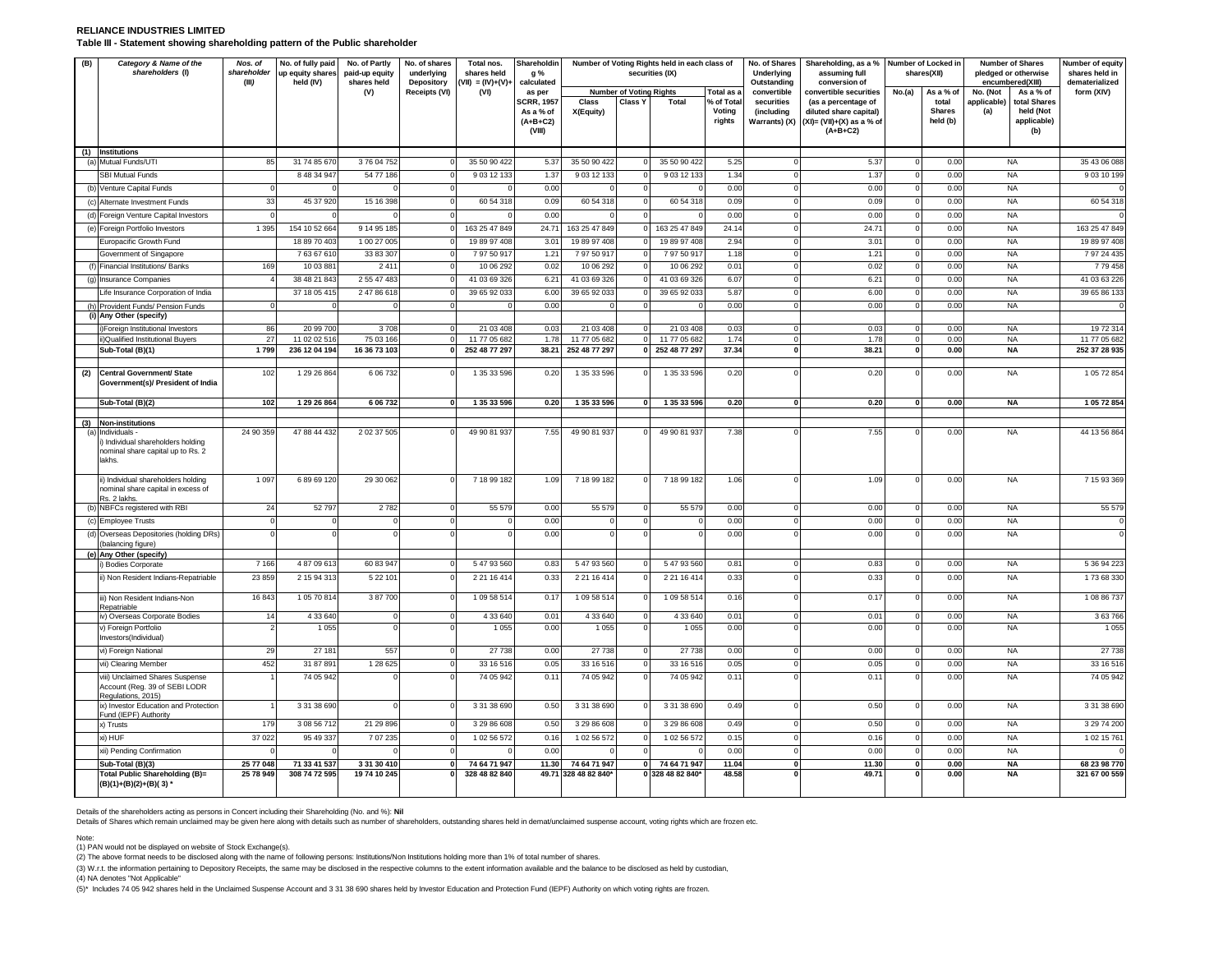**RELIANCE INDUSTRIES LIMITED**

**Table III - Statement showing shareholding pattern of the Public shareholder**

| (B) | Category & Name of the shareholders (I) | Nos. of shareholder (III) | No. of fully paid up equity shares held (IV) | No. of Partly paid-up equity shares held (V) | No. of shares underlying Depository Receipts (VI) | Total nos. shares held (VII) = (IV)+(V)+ (VI) | Shareholding % calculated as per SCRR, 1957 As a % of (A+B+C2) (VIII) | Number of Voting Rights held in each class of securities (IX) | | | | No. of Shares Underlying Outstanding convertible securities (including Warrants) (X) | Shareholding, as a % assuming full conversion of convertible securities (as a percentage of diluted share capital) (XI)= (VII)+(X) as a % of (A+B+C2) | Number of Locked in shares(XII) | | Number of Shares pledged or otherwise encumbered(XIII) | | Number of equity shares held in dematerialized form (XIV) |
|---|---|---|---|---|---|---|---|---|---|---|---|---|---|---|---|---|---|---|
| | | | | | | | | Number of Voting Rights | | | Total as a % of Total Voting rights | | | No.(a) | As a % of total Shares held (b) | No. (Not applicable) (a) | As a % of total Shares held (Not applicable) (b) | |
| | | | | | | | | Class X(Equity) | Class Y | Total | | | | | | | | |
| (1) | **Institutions** | | | | | | | | | | | | | | | | | |
| (a) | Mutual Funds/UTI | 85 | 31 74 85 670 | 3 76 04 752 | 0 | 35 50 90 422 | 5.37 | 35 50 90 422 | 0 | 35 50 90 422 | 5.25 | 0 | 5.37 | 0 | 0.00 | NA | | 35 43 06 088 |
| | SBI Mutual Funds | | 8 48 34 947 | 54 77 186 | 0 | 9 03 12 133 | 1.37 | 9 03 12 133 | 0 | 9 03 12 133 | 1.34 | 0 | 1.37 | 0 | 0.00 | NA | | 9 03 10 199 |
| (b) | Venture Capital Funds | 0 | 0 | 0 | 0 | 0 | 0.00 | 0 | 0 | 0 | 0.00 | 0 | 0.00 | 0 | 0.00 | NA | | 0 |
| (c) | Alternate Investment Funds | 33 | 45 37 920 | 15 16 398 | 0 | 60 54 318 | 0.09 | 60 54 318 | 0 | 60 54 318 | 0.09 | 0 | 0.09 | 0 | 0.00 | NA | | 60 54 318 |
| (d) | Foreign Venture Capital Investors | 0 | 0 | 0 | 0 | 0 | 0.00 | 0 | 0 | 0 | 0.00 | 0 | 0.00 | 0 | 0.00 | NA | | 0 |
| (e) | Foreign Portfolio Investors | 1 395 | 154 10 52 664 | 9 14 95 185 | 0 | 163 25 47 849 | 24.71 | 163 25 47 849 | 0 | 163 25 47 849 | 24.14 | 0 | 24.71 | 0 | 0.00 | NA | | 163 25 47 849 |
| | Europacific Growth Fund | | 18 89 70 403 | 1 00 27 005 | 0 | 19 89 97 408 | 3.01 | 19 89 97 408 | 0 | 19 89 97 408 | 2.94 | 0 | 3.01 | 0 | 0.00 | NA | | 19 89 97 408 |
| | Government of Singapore | | 7 63 67 610 | 33 83 307 | 0 | 7 97 50 917 | 1.21 | 7 97 50 917 | 0 | 7 97 50 917 | 1.18 | 0 | 1.21 | 0 | 0.00 | NA | | 7 97 24 435 |
| (f) | Financial Institutions/ Banks | 169 | 10 03 881 | 2 411 | 0 | 10 06 292 | 0.02 | 10 06 292 | 0 | 10 06 292 | 0.01 | 0 | 0.02 | 0 | 0.00 | NA | | 7 79 458 |
| (g) | Insurance Companies | 4 | 38 48 21 843 | 2 55 47 483 | 0 | 41 03 69 326 | 6.21 | 41 03 69 326 | 0 | 41 03 69 326 | 6.07 | 0 | 6.21 | 0 | 0.00 | NA | | 41 03 63 226 |
| | Life Insurance Corporation of India | | 37 18 05 415 | 2 47 86 618 | 0 | 39 65 92 033 | 6.00 | 39 65 92 033 | 0 | 39 65 92 033 | 5.87 | 0 | 6.00 | 0 | 0.00 | NA | | 39 65 86 133 |
| (h) | Provident Funds/ Pension Funds | 0 | 0 | 0 | 0 | 0 | 0.00 | 0 | 0 | 0 | 0.00 | 0 | 0.00 | 0 | 0.00 | NA | | 0 |
| (i) | **Any Other (specify)** | | | | | | | | | | | | | | | | | |
| | i)Foreign Institutional Investors | 86 | 20 99 700 | 3 708 | 0 | 21 03 408 | 0.03 | 21 03 408 | 0 | 21 03 408 | 0.03 | 0 | 0.03 | 0 | 0.00 | NA | | 19 72 314 |
| | ii)Qualified Institutional Buyers | 27 | 11 02 02 516 | 75 03 166 | 0 | 11 77 05 682 | 1.78 | 11 77 05 682 | 0 | 11 77 05 682 | 1.74 | 0 | 1.78 | 0 | 0.00 | NA | | 11 77 05 682 |
| | **Sub-Total (B)(1)** | **1 799** | **236 12 04 194** | **16 36 73 103** | **0** | **252 48 77 297** | **38.21** | **252 48 77 297** | **0** | **252 48 77 297** | **37.34** | **0** | **38.21** | **0** | **0.00** | **NA** | | **252 37 28 935** |
| (2) | **Central Government/ State Government(s)/ President of India** | 102 | 1 29 26 864 | 6 06 732 | 0 | 1 35 33 596 | 0.20 | 1 35 33 596 | 0 | 1 35 33 596 | 0.20 | 0 | 0.20 | 0 | 0.00 | NA | | 1 05 72 854 |
| | **Sub-Total (B)(2)** | **102** | **1 29 26 864** | **6 06 732** | **0** | **1 35 33 596** | **0.20** | **1 35 33 596** | **0** | **1 35 33 596** | **0.20** | **0** | **0.20** | **0** | **0.00** | **NA** | | **1 05 72 854** |
| (3) | **Non-institutions** | | | | | | | | | | | | | | | | | |
| (a) | Individuals - i) Individual shareholders holding nominal share capital up to Rs. 2 lakhs. | 24 90 359 | 47 88 44 432 | 2 02 37 505 | 0 | 49 90 81 937 | 7.55 | 49 90 81 937 | 0 | 49 90 81 937 | 7.38 | 0 | 7.55 | 0 | 0.00 | NA | | 44 13 56 864 |
| | ii) Individual shareholders holding nominal share capital in excess of Rs. 2 lakhs. | 1 097 | 6 89 69 120 | 29 30 062 | 0 | 7 18 99 182 | 1.09 | 7 18 99 182 | 0 | 7 18 99 182 | 1.06 | 0 | 1.09 | 0 | 0.00 | NA | | 7 15 93 369 |
| (b) | NBFCs registered with RBI | 24 | 52 797 | 2 782 | 0 | 55 579 | 0.00 | 55 579 | 0 | 55 579 | 0.00 | 0 | 0.00 | 0 | 0.00 | NA | | 55 579 |
| (c) | Employee Trusts | 0 | 0 | 0 | 0 | 0 | 0.00 | 0 | 0 | 0 | 0.00 | 0 | 0.00 | 0 | 0.00 | NA | | 0 |
| (d) | Overseas Depositories (holding DRs) (balancing figure) | 0 | 0 | 0 | 0 | 0 | 0.00 | 0 | 0 | 0 | 0.00 | 0 | 0.00 | 0 | 0.00 | NA | | 0 |
| (e) | **Any Other (specify)** | | | | | | | | | | | | | | | | | |
| | i) Bodies Corporate | 7 166 | 4 87 09 613 | 60 83 947 | 0 | 5 47 93 560 | 0.83 | 5 47 93 560 | 0 | 5 47 93 560 | 0.81 | 0 | 0.83 | 0 | 0.00 | NA | | 5 36 94 223 |
| | ii) Non Resident Indians-Repatriable | 23 859 | 2 15 94 313 | 5 22 101 | 0 | 2 21 16 414 | 0.33 | 2 21 16 414 | 0 | 2 21 16 414 | 0.33 | 0 | 0.33 | 0 | 0.00 | NA | | 1 73 68 330 |
| | iii) Non Resident Indians-Non Repatriable | 16 843 | 1 05 70 814 | 3 87 700 | 0 | 1 09 58 514 | 0.17 | 1 09 58 514 | 0 | 1 09 58 514 | 0.16 | 0 | 0.17 | 0 | 0.00 | NA | | 1 08 86 737 |
| | iv) Overseas Corporate Bodies | 14 | 4 33 640 | 0 | 0 | 4 33 640 | 0.01 | 4 33 640 | 0 | 4 33 640 | 0.01 | 0 | 0.01 | 0 | 0.00 | NA | | 3 63 766 |
| | v) Foreign Portfolio Investors(Individual) | 2 | 1 055 | 0 | 0 | 1 055 | 0.00 | 1 055 | 0 | 1 055 | 0.00 | 0 | 0.00 | 0 | 0.00 | NA | | 1 055 |
| | vi) Foreign National | 29 | 27 181 | 557 | 0 | 27 738 | 0.00 | 27 738 | 0 | 27 738 | 0.00 | 0 | 0.00 | 0 | 0.00 | NA | | 27 738 |
| | vii) Clearing Member | 452 | 31 87 891 | 1 28 625 | 0 | 33 16 516 | 0.05 | 33 16 516 | 0 | 33 16 516 | 0.05 | 0 | 0.05 | 0 | 0.00 | NA | | 33 16 516 |
| | viii) Unclaimed Shares Suspense Account (Reg. 39 of SEBI LODR Regulations, 2015) | 1 | 74 05 942 | 0 | 0 | 74 05 942 | 0.11 | 74 05 942 | 0 | 74 05 942 | 0.11 | 0 | 0.11 | 0 | 0.00 | NA | | 74 05 942 |
| | ix) Investor Education and Protection Fund (IEPF) Authority | 1 | 3 31 38 690 | 0 | 0 | 3 31 38 690 | 0.50 | 3 31 38 690 | 0 | 3 31 38 690 | 0.49 | 0 | 0.50 | 0 | 0.00 | NA | | 3 31 38 690 |
| | x) Trusts | 179 | 3 08 56 712 | 21 29 896 | 0 | 3 29 86 608 | 0.50 | 3 29 86 608 | 0 | 3 29 86 608 | 0.49 | 0 | 0.50 | 0 | 0.00 | NA | | 3 29 74 200 |
| | xi) HUF | 37 022 | 95 49 337 | 7 07 235 | 0 | 1 02 56 572 | 0.16 | 1 02 56 572 | 0 | 1 02 56 572 | 0.15 | 0 | 0.16 | 0 | 0.00 | NA | | 1 02 15 761 |
| | xii) Pending Confirmation | 0 | 0 | 0 | 0 | 0 | 0.00 | 0 | 0 | 0 | 0.00 | 0 | 0.00 | 0 | 0.00 | NA | | 0 |
| | **Sub-Total (B)(3)** | **25 77 048** | **71 33 41 537** | **3 31 30 410** | **0** | **74 64 71 947** | **11.30** | **74 64 71 947** | **0** | **74 64 71 947** | **11.04** | **0** | **11.30** | **0** | **0.00** | **NA** | | **68 23 98 770** |
| | **Total Public Shareholding (B)= (B)(1)+(B)(2)+(B)( 3) \*** | **25 78 949** | **308 74 72 595** | **19 74 10 245** | **0** | **328 48 82 840** | **49.71** | **328 48 82 840\*** | **0** | **328 48 82 840\*** | **48.58** | **0** | **49.71** | **0** | **0.00** | **NA** | | **321 67 00 559** |

Details of the shareholders acting as persons in Concert including their Shareholding (No. and %): **Nil**

Details of Shares which remain unclaimed may be given here along with details such as number of shareholders, outstanding shares held in demat/unclaimed suspense account, voting rights which are frozen etc.

Note:

(1) PAN would not be displayed on website of Stock Exchange(s).

(2) The above format needs to be disclosed along with the name of following persons: Institutions/Non Institutions holding more than 1% of total number of shares.

(3) W.r.t. the information pertaining to Depository Receipts, the same may be disclosed in the respective columns to the extent information available and the balance to be disclosed as held by custodian,

(4) NA denotes "Not Applicable"

(5)* Includes 74 05 942 shares held in the Unclaimed Suspense Account and 3 31 38 690 shares held by Investor Education and Protection Fund (IEPF) Authority on which voting rights are frozen.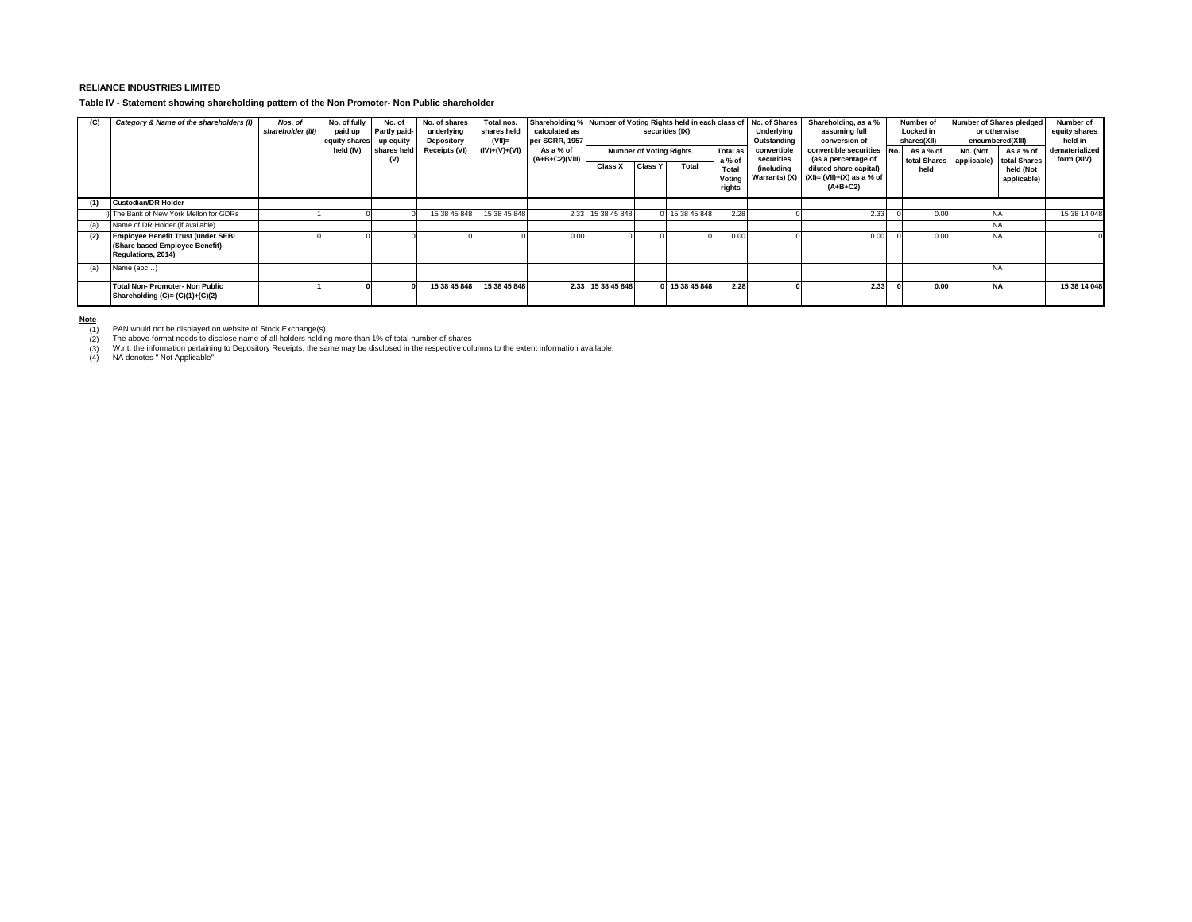**RELIANCE INDUSTRIES LIMITED**

**Table IV - Statement showing shareholding pattern of the Non Promoter- Non Public shareholder**

| (C) | Category & Name of the shareholders (I) | Nos. of shareholder (III) | No. of fully paid up equity shares held (IV) | No. of Partly paid-up equity shares held (V) | No. of shares underlying Depository Receipts (VI) | Total nos. shares held (VII)= (IV)+(V)+(VI) | Shareholding % calculated as per SCRR, 1957 As a % of (A+B+C2)(VIII) | Number of Voting Rights held in each class of securities (IX) | | | | No. of Shares Underlying Outstanding convertible securities (including Warrants) (X) | Shareholding, as a % assuming full conversion of convertible securities (as a percentage of diluted share capital) (XI)= (VII)+(X) as a % of (A+B+C2) | Number of Locked in shares(XII) | | Number of Shares pledged or otherwise encumbered(XIII) | | Number of equity shares held in dematerialized form (XIV) |
|---|---|---|---|---|---|---|---|---|---|---|---|---|---|---|---|---|---|---|
| | | | | | | | | Number of Voting Rights | | | Total as a % of Total Voting rights | | | No. | As a % of total Shares held | No. (Not applicable) | As a % of total Shares held (Not applicable) | |
| | | | | | | | | Class X | Class Y | Total | | | | | | | | |
| (1) | **Custodian/DR Holder** | | | | | | | | | | | | | | | | | |
| i) | The Bank of New York Mellon for GDRs | 1 | 0 | 0 | 15 38 45 848 | 15 38 45 848 | 2.33 | 15 38 45 848 | 0 | 15 38 45 848 | 2.28 | 0 | 2.33 | 0 | 0.00 | NA | | 15 38 14 048 |
| (a) | Name of DR Holder (if available) | | | | | | | | | | | | | | | NA | | |
| (2) | **Employee Benefit Trust (under SEBI (Share based Employee Benefit) Regulations, 2014)** | 0 | 0 | 0 | 0 | 0 | 0.00 | 0 | 0 | 0 | 0.00 | 0 | 0.00 | 0 | 0.00 | NA | | 0 |
| (a) | Name (abc…) | | | | | | | | | | | | | | | NA | | |
| | **Total Non- Promoter- Non Public Shareholding (C)= (C)(1)+(C)(2)** | **1** | **0** | **0** | **15 38 45 848** | **15 38 45 848** | **2.33** | **15 38 45 848** | **0** | **15 38 45 848** | **2.28** | **0** | **2.33** | **0** | **0.00** | **NA** | | **15 38 14 048** |

**Note**

(1) PAN would not be displayed on website of Stock Exchange(s).
(2) The above format needs to disclose name of all holders holding more than 1% of total number of shares
(3) W.r.t. the information pertaining to Depository Receipts, the same may be disclosed in the respective columns to the extent information available,
(4) NA denotes " Not Applicable"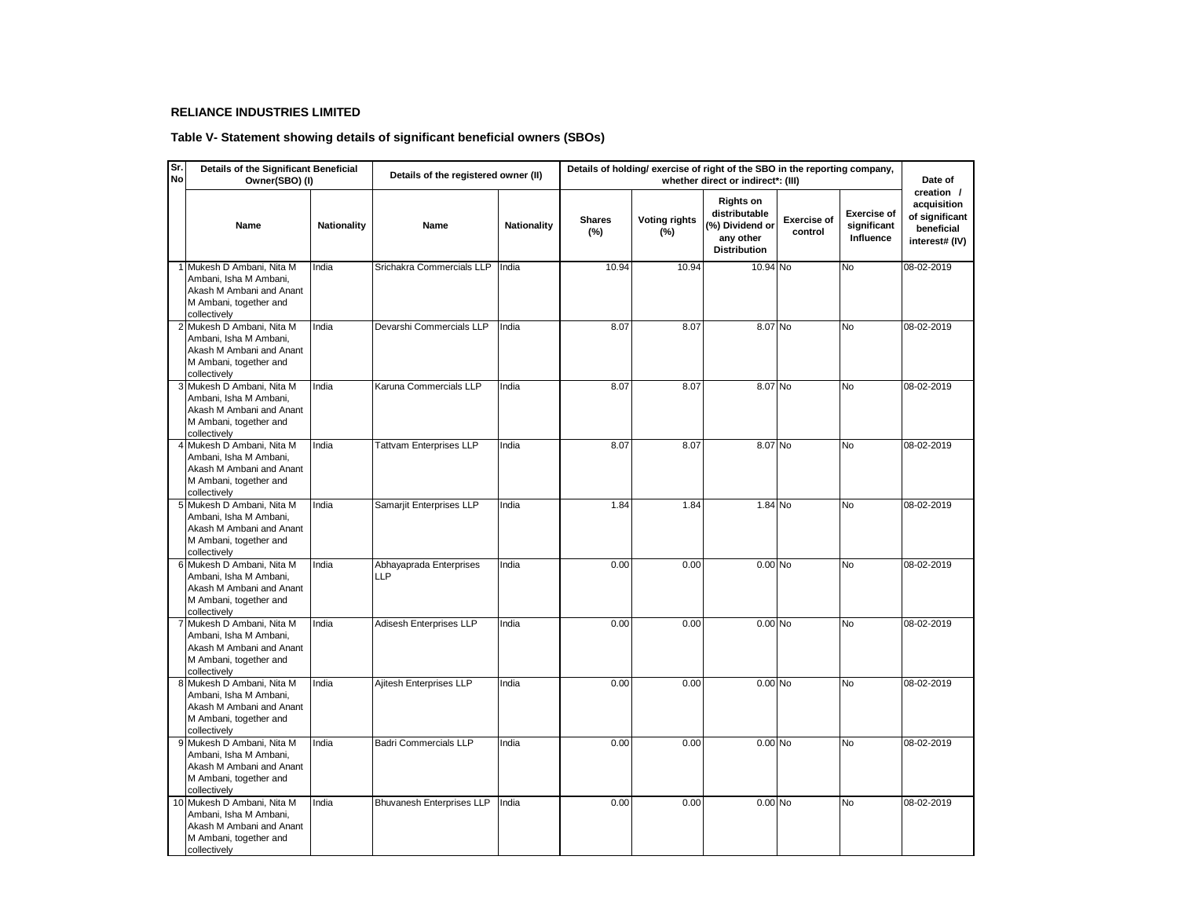**RELIANCE INDUSTRIES LIMITED**

**Table V- Statement showing details of significant beneficial owners (SBOs)**

| Sr. No | Details of the Significant Beneficial Owner(SBO) (I) | | Details of the registered owner (II) | | Details of holding/ exercise of right of the SBO in the reporting company, whether direct or indirect*: (III) | | | | | Date of creation / acquisition of significant beneficial interest# (IV) |
|---|---|---|---|---|---|---|---|---|---|---|
| | Name | Nationality | Name | Nationality | Shares (%) | Voting rights (%) | Rights on distributable (%) Dividend or any other Distribution | Exercise of control | Exercise of significant Influence | |
| 1 | Mukesh D Ambani, Nita M Ambani, Isha M Ambani, Akash M Ambani and Anant M Ambani, together and collectively | India | Srichakra Commercials LLP | India | 10.94 | 10.94 | 10.94 | No | No | 08-02-2019 |
| 2 | Mukesh D Ambani, Nita M Ambani, Isha M Ambani, Akash M Ambani and Anant M Ambani, together and collectively | India | Devarshi Commercials LLP | India | 8.07 | 8.07 | 8.07 | No | No | 08-02-2019 |
| 3 | Mukesh D Ambani, Nita M Ambani, Isha M Ambani, Akash M Ambani and Anant M Ambani, together and collectively | India | Karuna Commercials LLP | India | 8.07 | 8.07 | 8.07 | No | No | 08-02-2019 |
| 4 | Mukesh D Ambani, Nita M Ambani, Isha M Ambani, Akash M Ambani and Anant M Ambani, together and collectively | India | Tattvam Enterprises LLP | India | 8.07 | 8.07 | 8.07 | No | No | 08-02-2019 |
| 5 | Mukesh D Ambani, Nita M Ambani, Isha M Ambani, Akash M Ambani and Anant M Ambani, together and collectively | India | Samarjit Enterprises LLP | India | 1.84 | 1.84 | 1.84 | No | No | 08-02-2019 |
| 6 | Mukesh D Ambani, Nita M Ambani, Isha M Ambani, Akash M Ambani and Anant M Ambani, together and collectively | India | Abhayaprada Enterprises LLP | India | 0.00 | 0.00 | 0.00 | No | No | 08-02-2019 |
| 7 | Mukesh D Ambani, Nita M Ambani, Isha M Ambani, Akash M Ambani and Anant M Ambani, together and collectively | India | Adisesh Enterprises LLP | India | 0.00 | 0.00 | 0.00 | No | No | 08-02-2019 |
| 8 | Mukesh D Ambani, Nita M Ambani, Isha M Ambani, Akash M Ambani and Anant M Ambani, together and collectively | India | Ajitesh Enterprises LLP | India | 0.00 | 0.00 | 0.00 | No | No | 08-02-2019 |
| 9 | Mukesh D Ambani, Nita M Ambani, Isha M Ambani, Akash M Ambani and Anant M Ambani, together and collectively | India | Badri Commercials LLP | India | 0.00 | 0.00 | 0.00 | No | No | 08-02-2019 |
| 10 | Mukesh D Ambani, Nita M Ambani, Isha M Ambani, Akash M Ambani and Anant M Ambani, together and collectively | India | Bhuvanesh Enterprises LLP | India | 0.00 | 0.00 | 0.00 | No | No | 08-02-2019 |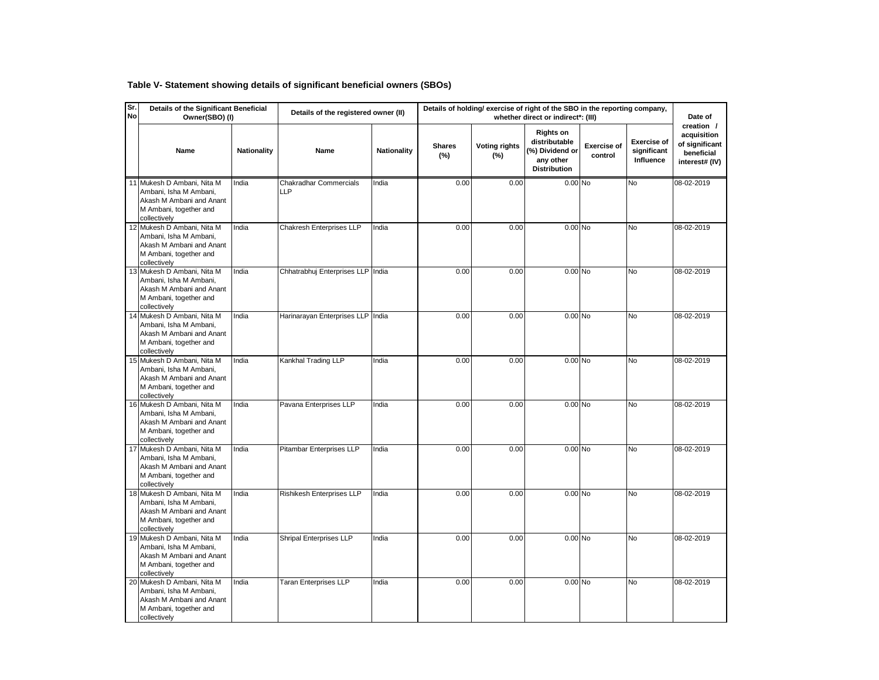**Table V- Statement showing details of significant beneficial owners (SBOs)**

| Sr. No | Details of the Significant Beneficial Owner(SBO) (I) | | Details of the registered owner (II) | | Details of holding/ exercise of right of the SBO in the reporting company, whether direct or indirect*: (III) | | | | | Date of creation / acquisition of significant beneficial interest# (IV) |
|---|---|---|---|---|---|---|---|---|---|---|
| | Name | Nationality | Name | Nationality | Shares (%) | Voting rights (%) | Rights on distributable (%) Dividend or any other Distribution | Exercise of control | Exercise of significant Influence | |
| 11 | Mukesh D Ambani, Nita M Ambani, Isha M Ambani, Akash M Ambani and Anant M Ambani, together and collectively | India | Chakradhar Commercials LLP | India | 0.00 | 0.00 | 0.00 | No | No | 08-02-2019 |
| 12 | Mukesh D Ambani, Nita M Ambani, Isha M Ambani, Akash M Ambani and Anant M Ambani, together and collectively | India | Chakresh Enterprises LLP | India | 0.00 | 0.00 | 0.00 | No | No | 08-02-2019 |
| 13 | Mukesh D Ambani, Nita M Ambani, Isha M Ambani, Akash M Ambani and Anant M Ambani, together and collectively | India | Chhatrabhuj Enterprises LLP | India | 0.00 | 0.00 | 0.00 | No | No | 08-02-2019 |
| 14 | Mukesh D Ambani, Nita M Ambani, Isha M Ambani, Akash M Ambani and Anant M Ambani, together and collectively | India | Harinarayan Enterprises LLP | India | 0.00 | 0.00 | 0.00 | No | No | 08-02-2019 |
| 15 | Mukesh D Ambani, Nita M Ambani, Isha M Ambani, Akash M Ambani and Anant M Ambani, together and collectively | India | Kankhal Trading LLP | India | 0.00 | 0.00 | 0.00 | No | No | 08-02-2019 |
| 16 | Mukesh D Ambani, Nita M Ambani, Isha M Ambani, Akash M Ambani and Anant M Ambani, together and collectively | India | Pavana Enterprises LLP | India | 0.00 | 0.00 | 0.00 | No | No | 08-02-2019 |
| 17 | Mukesh D Ambani, Nita M Ambani, Isha M Ambani, Akash M Ambani and Anant M Ambani, together and collectively | India | Pitambar Enterprises LLP | India | 0.00 | 0.00 | 0.00 | No | No | 08-02-2019 |
| 18 | Mukesh D Ambani, Nita M Ambani, Isha M Ambani, Akash M Ambani and Anant M Ambani, together and collectively | India | Rishikesh Enterprises LLP | India | 0.00 | 0.00 | 0.00 | No | No | 08-02-2019 |
| 19 | Mukesh D Ambani, Nita M Ambani, Isha M Ambani, Akash M Ambani and Anant M Ambani, together and collectively | India | Shripal Enterprises LLP | India | 0.00 | 0.00 | 0.00 | No | No | 08-02-2019 |
| 20 | Mukesh D Ambani, Nita M Ambani, Isha M Ambani, Akash M Ambani and Anant M Ambani, together and collectively | India | Taran Enterprises LLP | India | 0.00 | 0.00 | 0.00 | No | No | 08-02-2019 |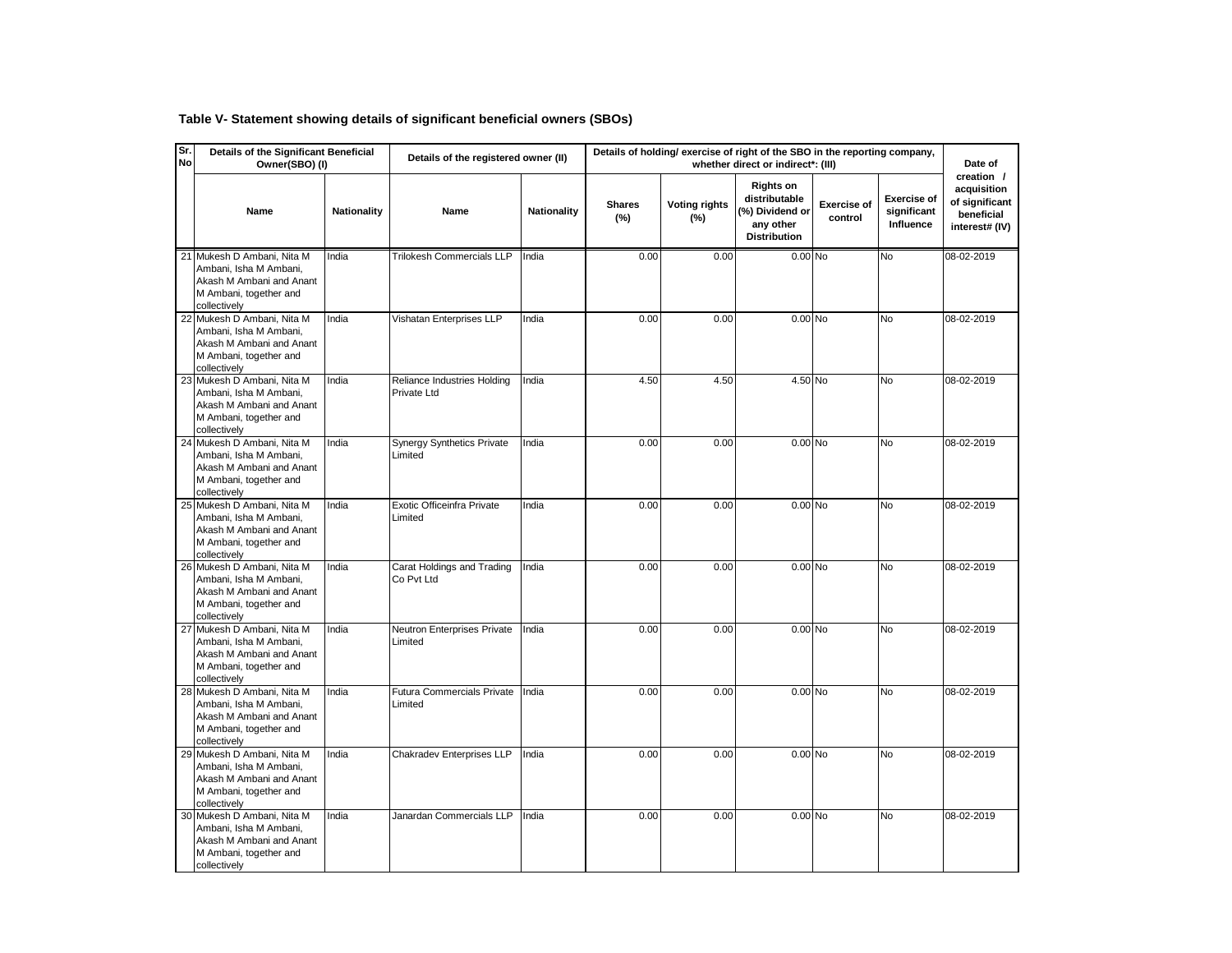**Table V- Statement showing details of significant beneficial owners (SBOs)**

| Sr. No | Details of the Significant Beneficial Owner(SBO) (I) | | Details of the registered owner (II) | | Details of holding/ exercise of right of the SBO in the reporting company, whether direct or indirect*: (III) | | | | | Date of creation / acquisition of significant beneficial interest# (IV) |
|---|---|---|---|---|---|---|---|---|---|---|
| | Name | Nationality | Name | Nationality | Shares (%) | Voting rights (%) | Rights on distributable (%) Dividend or any other Distribution | Exercise of control | Exercise of significant Influence | |
| 21 | Mukesh D Ambani, Nita M Ambani, Isha M Ambani, Akash M Ambani and Anant M Ambani, together and collectively | India | Trilokesh Commercials LLP | India | 0.00 | 0.00 | 0.00 | No | No | 08-02-2019 |
| 22 | Mukesh D Ambani, Nita M Ambani, Isha M Ambani, Akash M Ambani and Anant M Ambani, together and collectively | India | Vishatan Enterprises LLP | India | 0.00 | 0.00 | 0.00 | No | No | 08-02-2019 |
| 23 | Mukesh D Ambani, Nita M Ambani, Isha M Ambani, Akash M Ambani and Anant M Ambani, together and collectively | India | Reliance Industries Holding Private Ltd | India | 4.50 | 4.50 | 4.50 | No | No | 08-02-2019 |
| 24 | Mukesh D Ambani, Nita M Ambani, Isha M Ambani, Akash M Ambani and Anant M Ambani, together and collectively | India | Synergy Synthetics Private Limited | India | 0.00 | 0.00 | 0.00 | No | No | 08-02-2019 |
| 25 | Mukesh D Ambani, Nita M Ambani, Isha M Ambani, Akash M Ambani and Anant M Ambani, together and collectively | India | Exotic Officeinfra Private Limited | India | 0.00 | 0.00 | 0.00 | No | No | 08-02-2019 |
| 26 | Mukesh D Ambani, Nita M Ambani, Isha M Ambani, Akash M Ambani and Anant M Ambani, together and collectively | India | Carat Holdings and Trading Co Pvt Ltd | India | 0.00 | 0.00 | 0.00 | No | No | 08-02-2019 |
| 27 | Mukesh D Ambani, Nita M Ambani, Isha M Ambani, Akash M Ambani and Anant M Ambani, together and collectively | India | Neutron Enterprises Private Limited | India | 0.00 | 0.00 | 0.00 | No | No | 08-02-2019 |
| 28 | Mukesh D Ambani, Nita M Ambani, Isha M Ambani, Akash M Ambani and Anant M Ambani, together and collectively | India | Futura Commercials Private Limited | India | 0.00 | 0.00 | 0.00 | No | No | 08-02-2019 |
| 29 | Mukesh D Ambani, Nita M Ambani, Isha M Ambani, Akash M Ambani and Anant M Ambani, together and collectively | India | Chakradev Enterprises LLP | India | 0.00 | 0.00 | 0.00 | No | No | 08-02-2019 |
| 30 | Mukesh D Ambani, Nita M Ambani, Isha M Ambani, Akash M Ambani and Anant M Ambani, together and collectively | India | Janardan Commercials LLP | India | 0.00 | 0.00 | 0.00 | No | No | 08-02-2019 |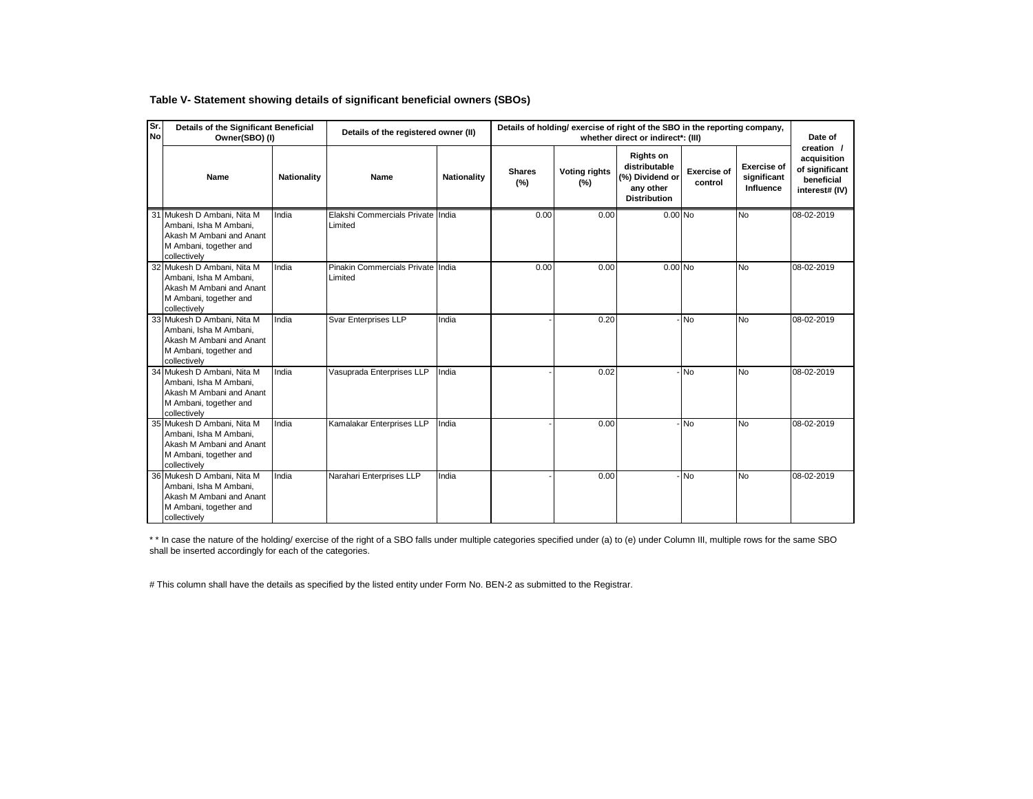**Table V- Statement showing details of significant beneficial owners (SBOs)**

| Sr. No | Details of the Significant Beneficial Owner(SBO) (I) | | Details of the registered owner (II) | | Details of holding/ exercise of right of the SBO in the reporting company, whether direct or indirect*: (III) | | | | | Date of creation / acquisition of significant beneficial interest# (IV) |
|---|---|---|---|---|---|---|---|---|---|---|
| | Name | Nationality | Name | Nationality | Shares (%) | Voting rights (%) | Rights on distributable (%) Dividend or any other Distribution | Exercise of control | Exercise of significant Influence | |
| 31 | Mukesh D Ambani, Nita M Ambani, Isha M Ambani, Akash M Ambani and Anant M Ambani, together and collectively | India | Elakshi Commercials Private Limited | India | 0.00 | 0.00 | 0.00 | No | No | 08-02-2019 |
| 32 | Mukesh D Ambani, Nita M Ambani, Isha M Ambani, Akash M Ambani and Anant M Ambani, together and collectively | India | Pinakin Commercials Private Limited | India | 0.00 | 0.00 | 0.00 | No | No | 08-02-2019 |
| 33 | Mukesh D Ambani, Nita M Ambani, Isha M Ambani, Akash M Ambani and Anant M Ambani, together and collectively | India | Svar Enterprises LLP | India | - | 0.20 | - | No | No | 08-02-2019 |
| 34 | Mukesh D Ambani, Nita M Ambani, Isha M Ambani, Akash M Ambani and Anant M Ambani, together and collectively | India | Vasuprada Enterprises LLP | India | - | 0.02 | - | No | No | 08-02-2019 |
| 35 | Mukesh D Ambani, Nita M Ambani, Isha M Ambani, Akash M Ambani and Anant M Ambani, together and collectively | India | Kamalakar Enterprises LLP | India | - | 0.00 | - | No | No | 08-02-2019 |
| 36 | Mukesh D Ambani, Nita M Ambani, Isha M Ambani, Akash M Ambani and Anant M Ambani, together and collectively | India | Narahari Enterprises LLP | India | - | 0.00 | - | No | No | 08-02-2019 |

* * In case the nature of the holding/ exercise of the right of a SBO falls under multiple categories specified under (a) to (e) under Column III, multiple rows for the same SBO shall be inserted accordingly for each of the categories.

# This column shall have the details as specified by the listed entity under Form No. BEN-2 as submitted to the Registrar.